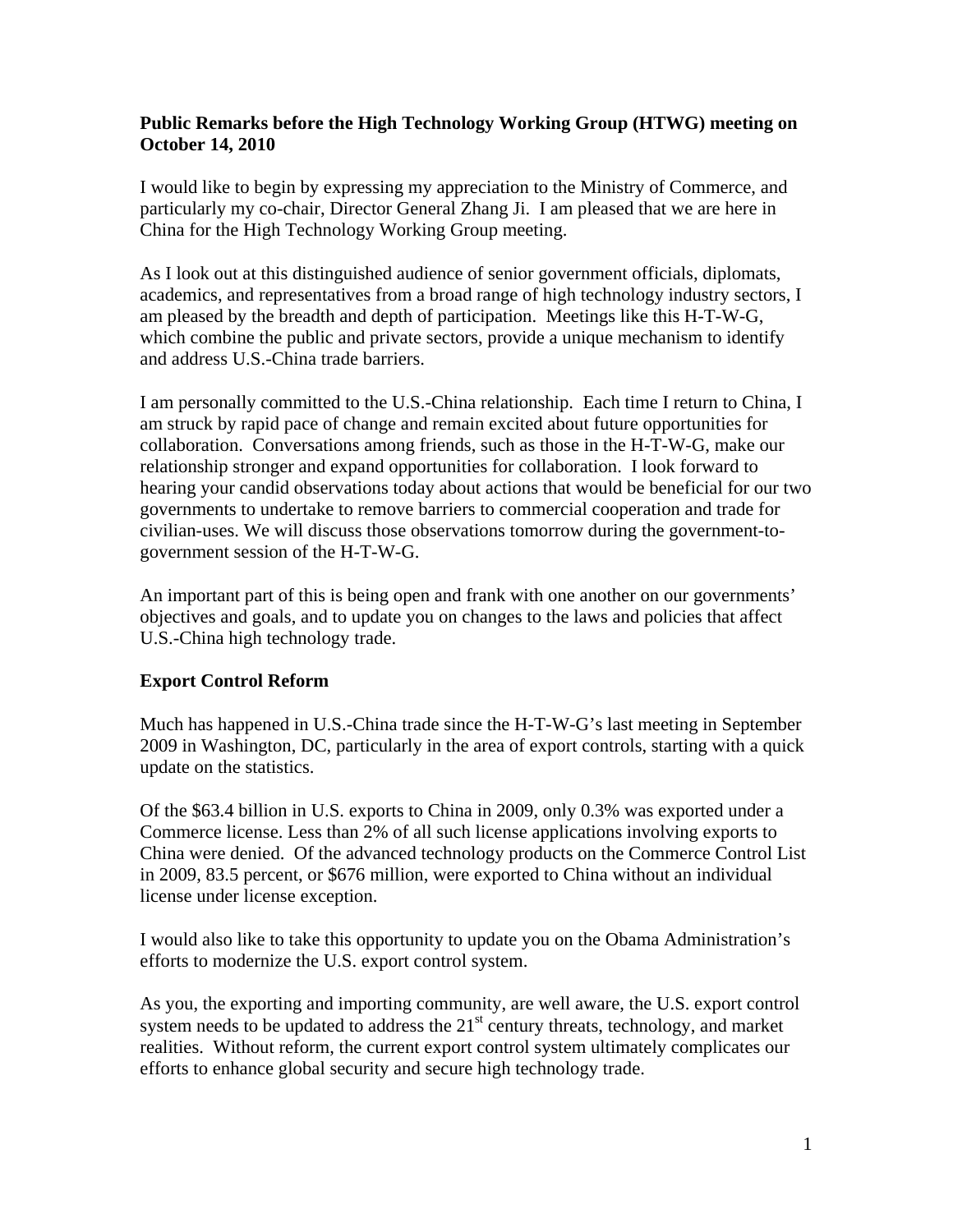**Public Remarks before the High Technology Working Group (HTWG) meeting on October 14, 2010**

I would like to begin by expressing my appreciation to the Ministry of Commerce, and particularly my co-chair, Director General Zhang Ji. I am pleased that we are here in China for the High Technology Working Group meeting.

As I look out at this distinguished audience of senior government officials, diplomats, academics, and representatives from a broad range of high technology industry sectors, I am pleased by the breadth and depth of participation. Meetings like this H-T-W-G, which combine the public and private sectors, provide a unique mechanism to identify and address U.S.-China trade barriers.

I am personally committed to the U.S.-China relationship. Each time I return to China, I am struck by rapid pace of change and remain excited about future opportunities for collaboration. Conversations among friends, such as those in the H-T-W-G, make our relationship stronger and expand opportunities for collaboration. I look forward to hearing your candid observations today about actions that would be beneficial for our two governments to undertake to remove barriers to commercial cooperation and trade for civilian-uses. We will discuss those observations tomorrow during the government-to-government session of the H-T-W-G.

An important part of this is being open and frank with one another on our governments' objectives and goals, and to update you on changes to the laws and policies that affect U.S.-China high technology trade.

**Export Control Reform**

Much has happened in U.S.-China trade since the H-T-W-G's last meeting in September 2009 in Washington, DC, particularly in the area of export controls, starting with a quick update on the statistics.

Of the $63.4 billion in U.S. exports to China in 2009, only 0.3% was exported under a Commerce license. Less than 2% of all such license applications involving exports to China were denied. Of the advanced technology products on the Commerce Control List in 2009, 83.5 percent, or $676 million, were exported to China without an individual license under license exception.

I would also like to take this opportunity to update you on the Obama Administration's efforts to modernize the U.S. export control system.

As you, the exporting and importing community, are well aware, the U.S. export control system needs to be updated to address the 21st century threats, technology, and market realities. Without reform, the current export control system ultimately complicates our efforts to enhance global security and secure high technology trade.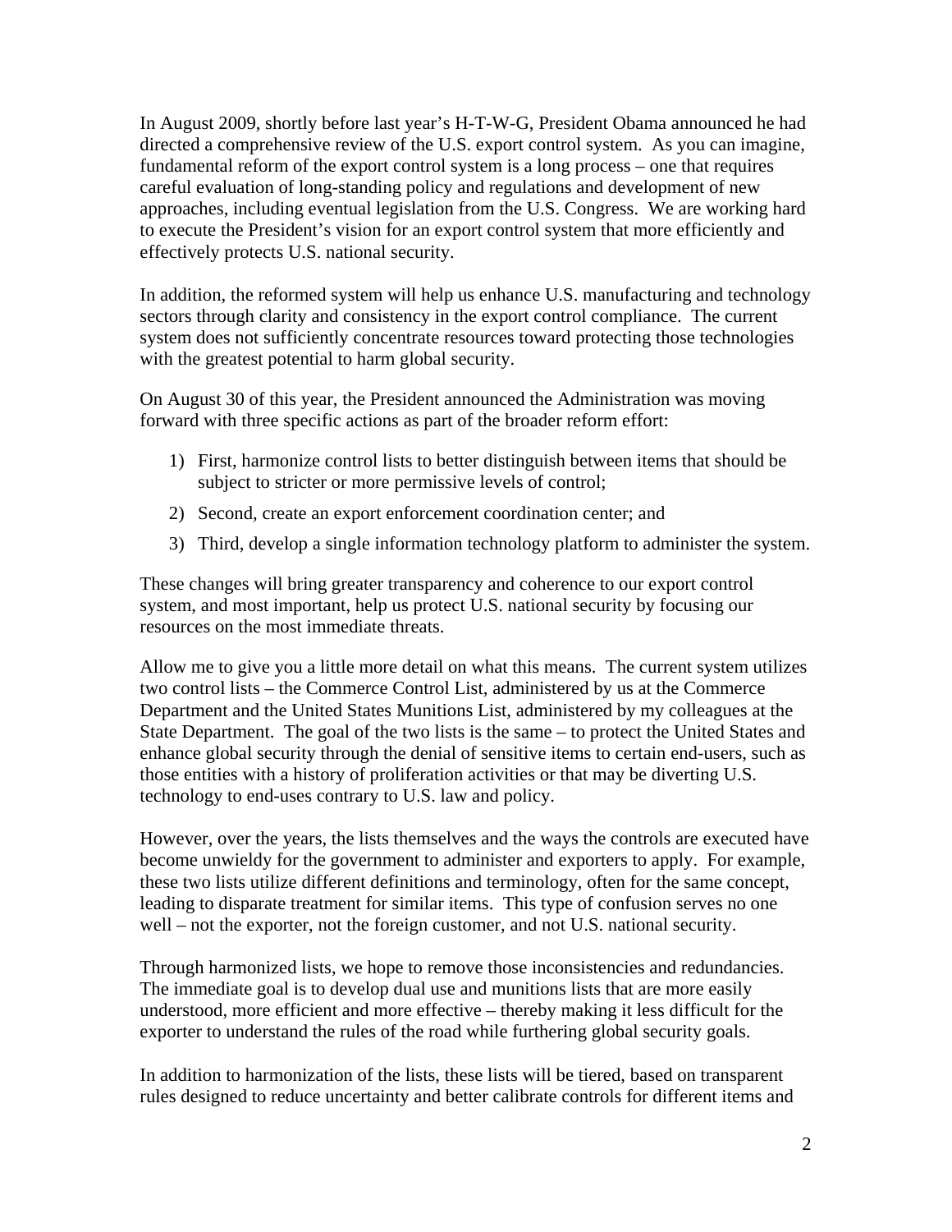In August 2009, shortly before last year's H-T-W-G, President Obama announced he had directed a comprehensive review of the U.S. export control system. As you can imagine, fundamental reform of the export control system is a long process – one that requires careful evaluation of long-standing policy and regulations and development of new approaches, including eventual legislation from the U.S. Congress. We are working hard to execute the President's vision for an export control system that more efficiently and effectively protects U.S. national security.

In addition, the reformed system will help us enhance U.S. manufacturing and technology sectors through clarity and consistency in the export control compliance. The current system does not sufficiently concentrate resources toward protecting those technologies with the greatest potential to harm global security.

On August 30 of this year, the President announced the Administration was moving forward with three specific actions as part of the broader reform effort:

1) First, harmonize control lists to better distinguish between items that should be subject to stricter or more permissive levels of control;
2) Second, create an export enforcement coordination center; and
3) Third, develop a single information technology platform to administer the system.

These changes will bring greater transparency and coherence to our export control system, and most important, help us protect U.S. national security by focusing our resources on the most immediate threats.

Allow me to give you a little more detail on what this means. The current system utilizes two control lists – the Commerce Control List, administered by us at the Commerce Department and the United States Munitions List, administered by my colleagues at the State Department. The goal of the two lists is the same – to protect the United States and enhance global security through the denial of sensitive items to certain end-users, such as those entities with a history of proliferation activities or that may be diverting U.S. technology to end-uses contrary to U.S. law and policy.

However, over the years, the lists themselves and the ways the controls are executed have become unwieldy for the government to administer and exporters to apply. For example, these two lists utilize different definitions and terminology, often for the same concept, leading to disparate treatment for similar items. This type of confusion serves no one well – not the exporter, not the foreign customer, and not U.S. national security.

Through harmonized lists, we hope to remove those inconsistencies and redundancies. The immediate goal is to develop dual use and munitions lists that are more easily understood, more efficient and more effective – thereby making it less difficult for the exporter to understand the rules of the road while furthering global security goals.

In addition to harmonization of the lists, these lists will be tiered, based on transparent rules designed to reduce uncertainty and better calibrate controls for different items and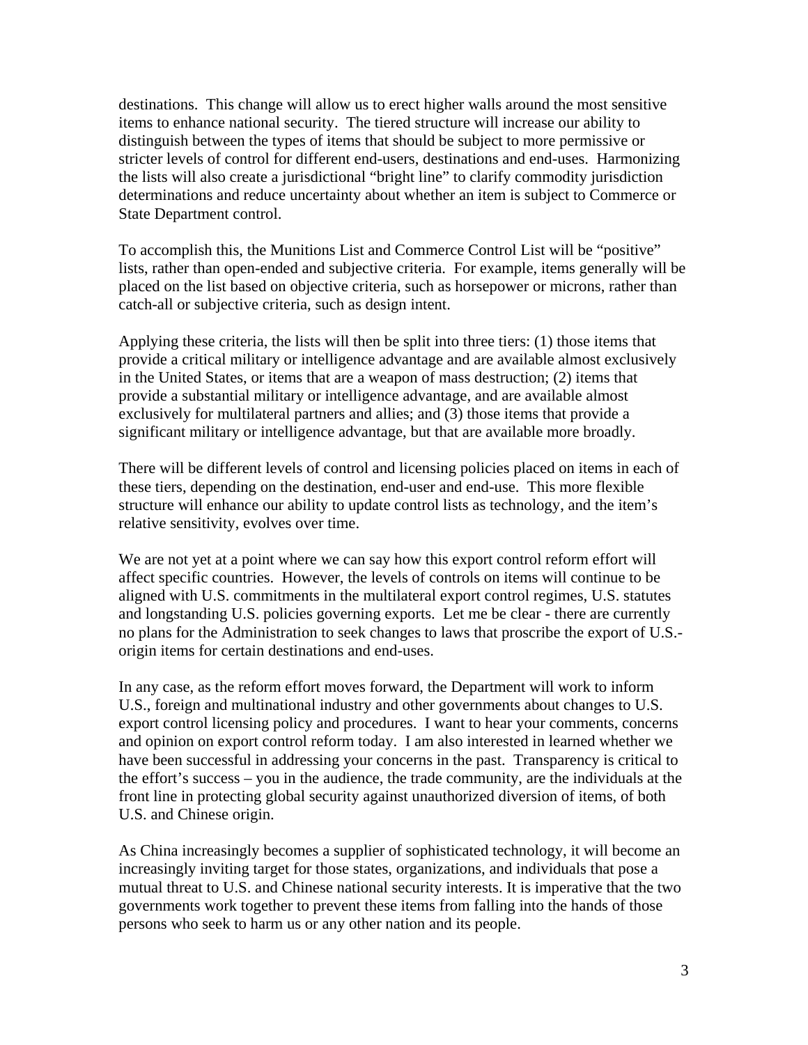destinations. This change will allow us to erect higher walls around the most sensitive items to enhance national security. The tiered structure will increase our ability to distinguish between the types of items that should be subject to more permissive or stricter levels of control for different end-users, destinations and end-uses. Harmonizing the lists will also create a jurisdictional "bright line" to clarify commodity jurisdiction determinations and reduce uncertainty about whether an item is subject to Commerce or State Department control.

To accomplish this, the Munitions List and Commerce Control List will be "positive" lists, rather than open-ended and subjective criteria. For example, items generally will be placed on the list based on objective criteria, such as horsepower or microns, rather than catch-all or subjective criteria, such as design intent.

Applying these criteria, the lists will then be split into three tiers: (1) those items that provide a critical military or intelligence advantage and are available almost exclusively in the United States, or items that are a weapon of mass destruction; (2) items that provide a substantial military or intelligence advantage, and are available almost exclusively for multilateral partners and allies; and (3) those items that provide a significant military or intelligence advantage, but that are available more broadly.

There will be different levels of control and licensing policies placed on items in each of these tiers, depending on the destination, end-user and end-use. This more flexible structure will enhance our ability to update control lists as technology, and the item's relative sensitivity, evolves over time.

We are not yet at a point where we can say how this export control reform effort will affect specific countries. However, the levels of controls on items will continue to be aligned with U.S. commitments in the multilateral export control regimes, U.S. statutes and longstanding U.S. policies governing exports. Let me be clear - there are currently no plans for the Administration to seek changes to laws that proscribe the export of U.S.-origin items for certain destinations and end-uses.

In any case, as the reform effort moves forward, the Department will work to inform U.S., foreign and multinational industry and other governments about changes to U.S. export control licensing policy and procedures. I want to hear your comments, concerns and opinion on export control reform today. I am also interested in learned whether we have been successful in addressing your concerns in the past. Transparency is critical to the effort's success – you in the audience, the trade community, are the individuals at the front line in protecting global security against unauthorized diversion of items, of both U.S. and Chinese origin.

As China increasingly becomes a supplier of sophisticated technology, it will become an increasingly inviting target for those states, organizations, and individuals that pose a mutual threat to U.S. and Chinese national security interests. It is imperative that the two governments work together to prevent these items from falling into the hands of those persons who seek to harm us or any other nation and its people.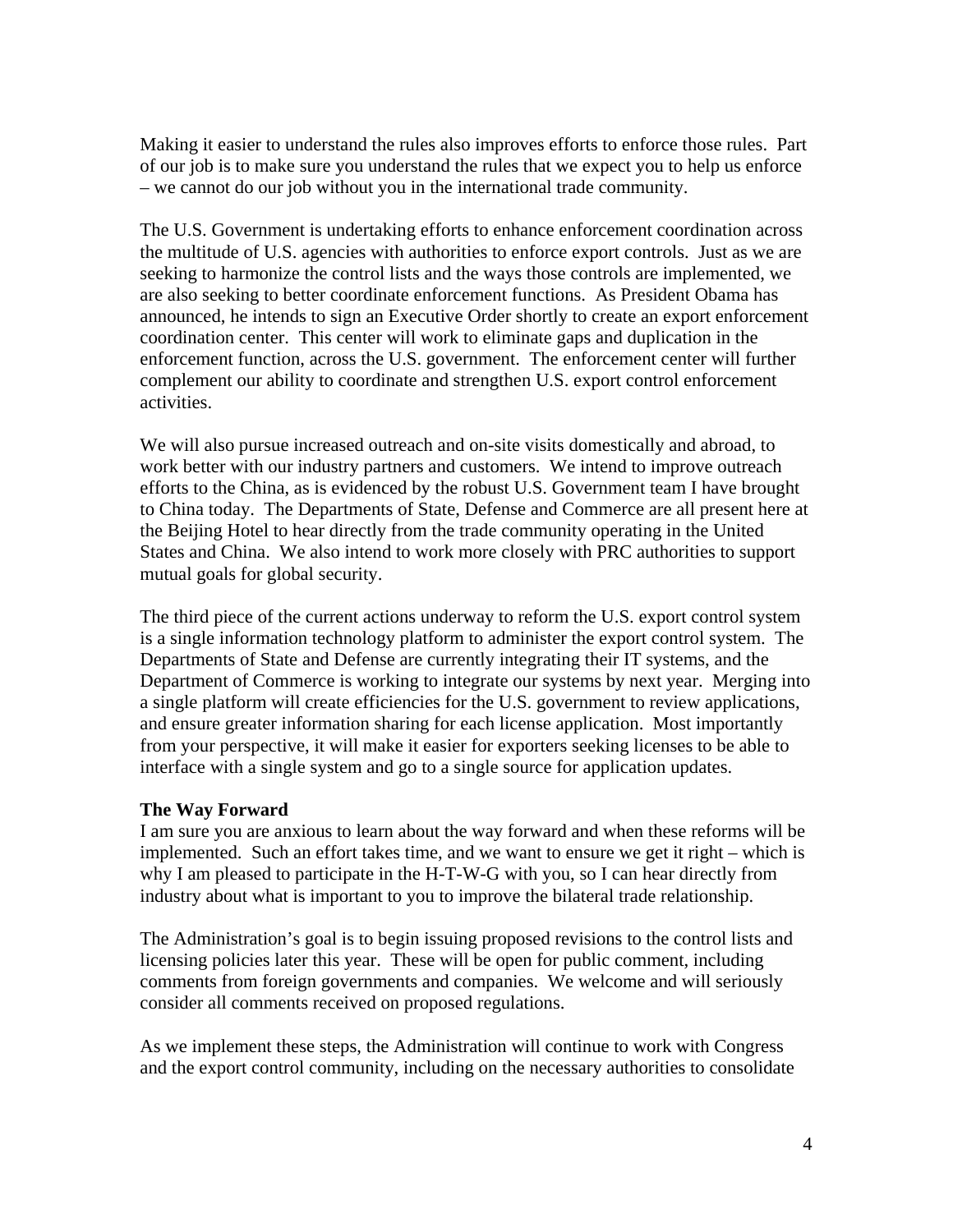Making it easier to understand the rules also improves efforts to enforce those rules. Part of our job is to make sure you understand the rules that we expect you to help us enforce – we cannot do our job without you in the international trade community.

The U.S. Government is undertaking efforts to enhance enforcement coordination across the multitude of U.S. agencies with authorities to enforce export controls. Just as we are seeking to harmonize the control lists and the ways those controls are implemented, we are also seeking to better coordinate enforcement functions. As President Obama has announced, he intends to sign an Executive Order shortly to create an export enforcement coordination center. This center will work to eliminate gaps and duplication in the enforcement function, across the U.S. government. The enforcement center will further complement our ability to coordinate and strengthen U.S. export control enforcement activities.

We will also pursue increased outreach and on-site visits domestically and abroad, to work better with our industry partners and customers. We intend to improve outreach efforts to the China, as is evidenced by the robust U.S. Government team I have brought to China today. The Departments of State, Defense and Commerce are all present here at the Beijing Hotel to hear directly from the trade community operating in the United States and China. We also intend to work more closely with PRC authorities to support mutual goals for global security.

The third piece of the current actions underway to reform the U.S. export control system is a single information technology platform to administer the export control system. The Departments of State and Defense are currently integrating their IT systems, and the Department of Commerce is working to integrate our systems by next year. Merging into a single platform will create efficiencies for the U.S. government to review applications, and ensure greater information sharing for each license application. Most importantly from your perspective, it will make it easier for exporters seeking licenses to be able to interface with a single system and go to a single source for application updates.

**The Way Forward**

I am sure you are anxious to learn about the way forward and when these reforms will be implemented. Such an effort takes time, and we want to ensure we get it right – which is why I am pleased to participate in the H-T-W-G with you, so I can hear directly from industry about what is important to you to improve the bilateral trade relationship.

The Administration's goal is to begin issuing proposed revisions to the control lists and licensing policies later this year. These will be open for public comment, including comments from foreign governments and companies. We welcome and will seriously consider all comments received on proposed regulations.

As we implement these steps, the Administration will continue to work with Congress and the export control community, including on the necessary authorities to consolidate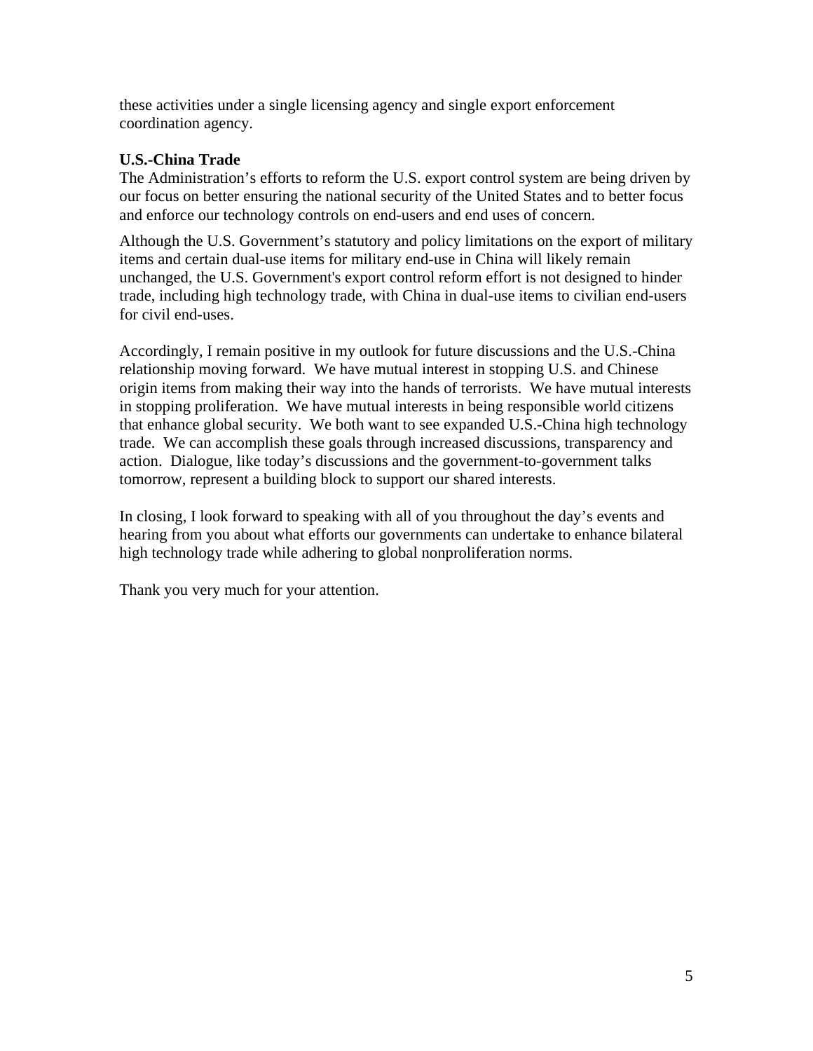these activities under a single licensing agency and single export enforcement coordination agency.

**U.S.-China Trade**

The Administration's efforts to reform the U.S. export control system are being driven by our focus on better ensuring the national security of the United States and to better focus and enforce our technology controls on end-users and end uses of concern.

Although the U.S. Government's statutory and policy limitations on the export of military items and certain dual-use items for military end-use in China will likely remain unchanged, the U.S. Government's export control reform effort is not designed to hinder trade, including high technology trade, with China in dual-use items to civilian end-users for civil end-uses.

Accordingly, I remain positive in my outlook for future discussions and the U.S.-China relationship moving forward. We have mutual interest in stopping U.S. and Chinese origin items from making their way into the hands of terrorists. We have mutual interests in stopping proliferation. We have mutual interests in being responsible world citizens that enhance global security. We both want to see expanded U.S.-China high technology trade. We can accomplish these goals through increased discussions, transparency and action. Dialogue, like today's discussions and the government-to-government talks tomorrow, represent a building block to support our shared interests.

In closing, I look forward to speaking with all of you throughout the day's events and hearing from you about what efforts our governments can undertake to enhance bilateral high technology trade while adhering to global nonproliferation norms.

Thank you very much for your attention.